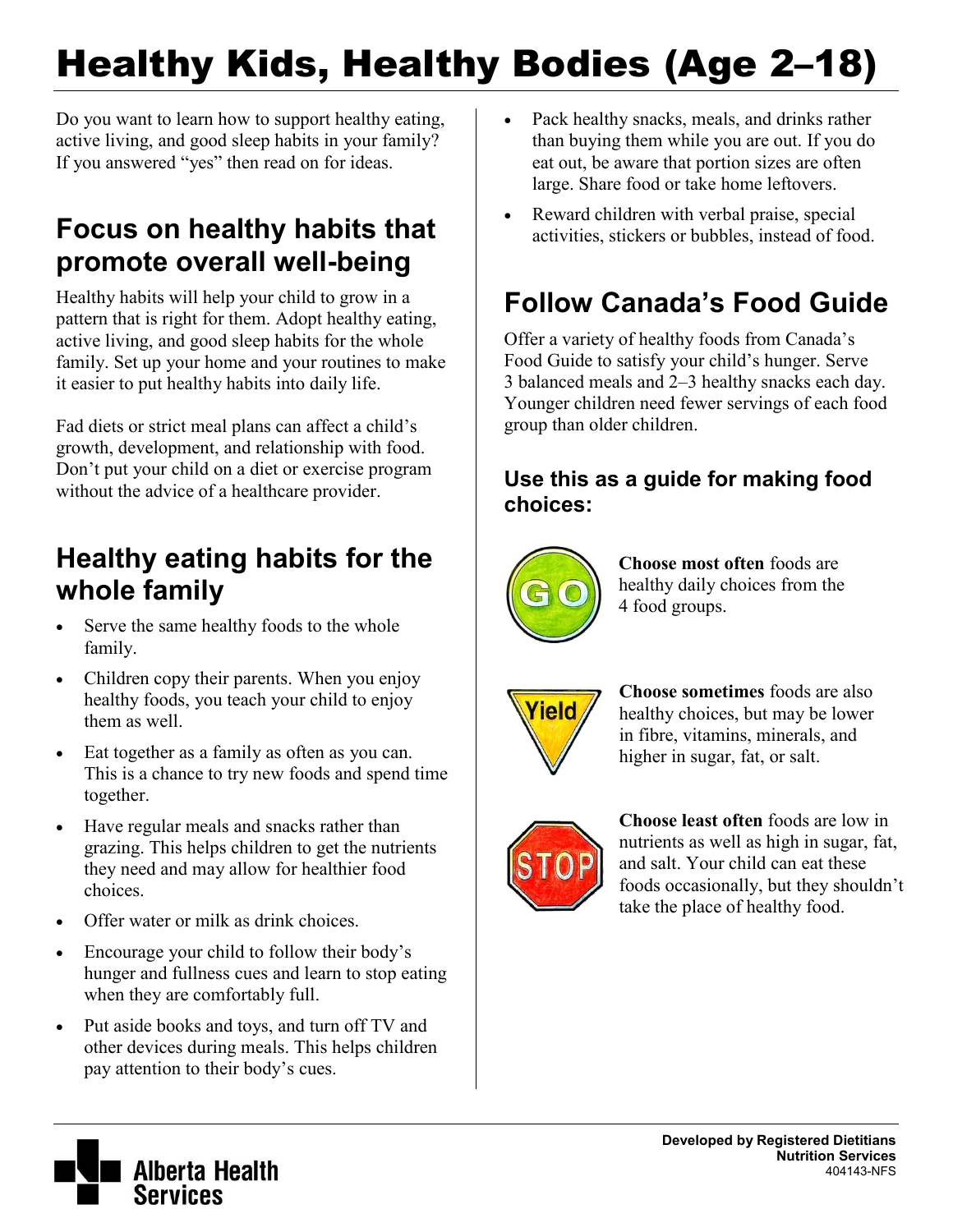# Healthy Kids, Healthy Bodies (Age 2–18)

Do you want to learn how to support healthy eating, active living, and good sleep habits in your family? If you answered "yes" then read on for ideas.

## Focus on healthy habits that promote overall well-being

Healthy habits will help your child to grow in a pattern that is right for them. Adopt healthy eating, active living, and good sleep habits for the whole family. Set up your home and your routines to make it easier to put healthy habits into daily life.

Fad diets or strict meal plans can affect a child's growth, development, and relationship with food. Don't put your child on a diet or exercise program without the advice of a healthcare provider.

## Healthy eating habits for the whole family

- Serve the same healthy foods to the whole family.
- Children copy their parents. When you enjoy healthy foods, you teach your child to enjoy them as well.
- Eat together as a family as often as you can. This is a chance to try new foods and spend time together.
- Have regular meals and snacks rather than grazing. This helps children to get the nutrients they need and may allow for healthier food choices.
- Offer water or milk as drink choices.
- Encourage your child to follow their body's hunger and fullness cues and learn to stop eating when they are comfortably full.
- Put aside books and toys, and turn off TV and other devices during meals. This helps children pay attention to their body's cues.
- Pack healthy snacks, meals, and drinks rather than buying them while you are out. If you do eat out, be aware that portion sizes are often large. Share food or take home leftovers.
- Reward children with verbal praise, special activities, stickers or bubbles, instead of food.

## Follow Canada's Food Guide

Offer a variety of healthy foods from Canada's Food Guide to satisfy your child's hunger. Serve 3 balanced meals and 2–3 healthy snacks each day. Younger children need fewer servings of each food group than older children.

### Use this as a guide for making food choices:

**Choose most often** foods are healthy daily choices from the 4 food groups.

**Choose sometimes** foods are also healthy choices, but may be lower in fibre, vitamins, minerals, and higher in sugar, fat, or salt.

**Choose least often** foods are low in nutrients as well as high in sugar, fat, and salt. Your child can eat these foods occasionally, but they shouldn't take the place of healthy food.

**Developed by Registered Dietitians**
**Nutrition Services**
404143-NFS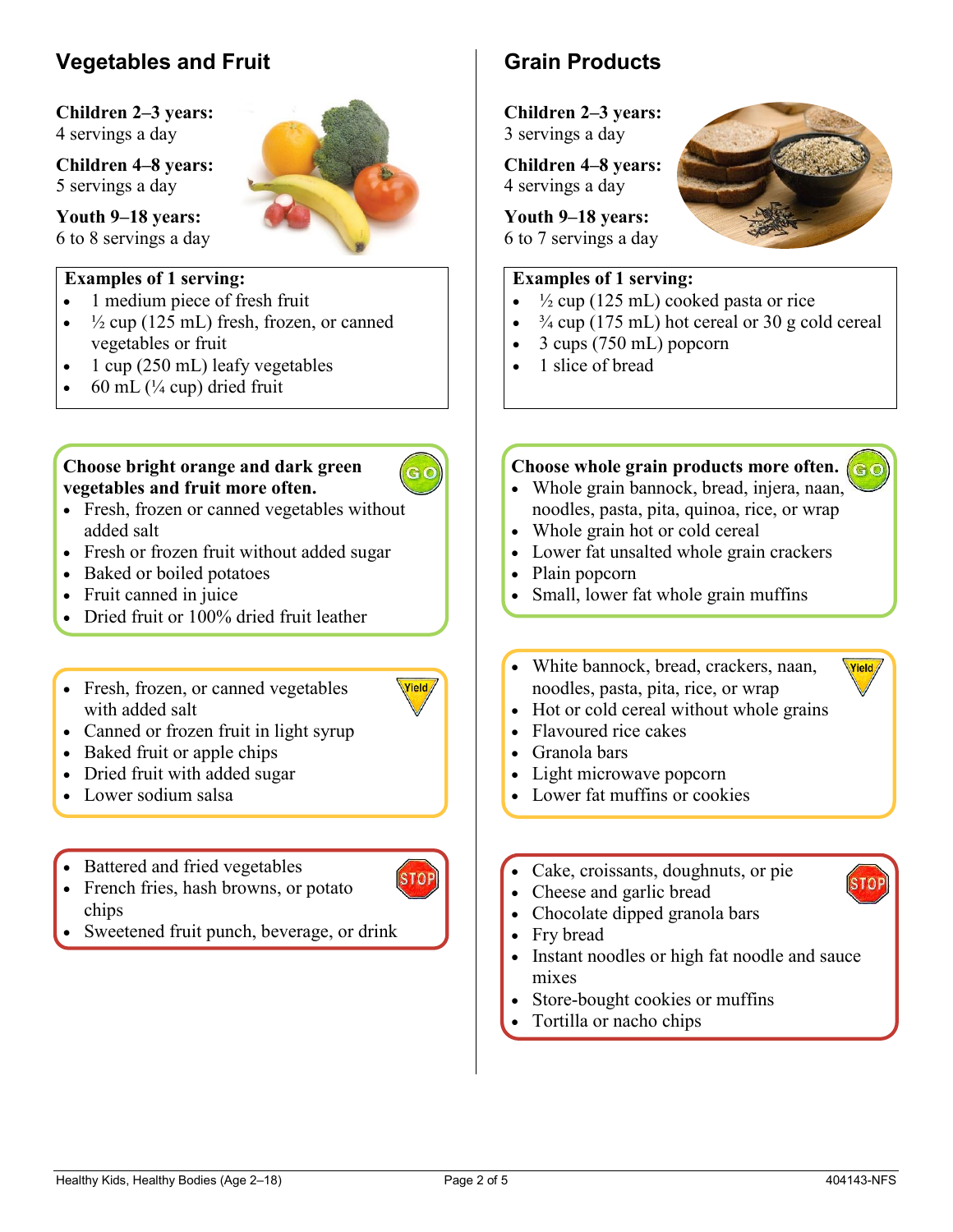## Vegetables and Fruit

**Children 2–3 years:**
4 servings a day

**Children 4–8 years:**
5 servings a day

**Youth 9–18 years:**
6 to 8 servings a day

**Examples of 1 serving:**

- 1 medium piece of fresh fruit
- ½ cup (125 mL) fresh, frozen, or canned vegetables or fruit
- 1 cup (250 mL) leafy vegetables
- 60 mL (¼ cup) dried fruit

**Choose bright orange and dark green vegetables and fruit more often.** (GO)

- Fresh, frozen or canned vegetables without added salt
- Fresh or frozen fruit without added sugar
- Baked or boiled potatoes
- Fruit canned in juice
- Dried fruit or 100% dried fruit leather

(Yield)

- Fresh, frozen, or canned vegetables with added salt
- Canned or frozen fruit in light syrup
- Baked fruit or apple chips
- Dried fruit with added sugar
- Lower sodium salsa

(STOP)

- Battered and fried vegetables
- French fries, hash browns, or potato chips
- Sweetened fruit punch, beverage, or drink

## Grain Products

**Children 2–3 years:**
3 servings a day

**Children 4–8 years:**
4 servings a day

**Youth 9–18 years:**
6 to 7 servings a day

**Examples of 1 serving:**

- ½ cup (125 mL) cooked pasta or rice
- ¾ cup (175 mL) hot cereal or 30 g cold cereal
- 3 cups (750 mL) popcorn
- 1 slice of bread

**Choose whole grain products more often.** (GO)

- Whole grain bannock, bread, injera, naan, noodles, pasta, pita, quinoa, rice, or wrap
- Whole grain hot or cold cereal
- Lower fat unsalted whole grain crackers
- Plain popcorn
- Small, lower fat whole grain muffins

(Yield)

- White bannock, bread, crackers, naan, noodles, pasta, pita, rice, or wrap
- Hot or cold cereal without whole grains
- Flavoured rice cakes
- Granola bars
- Light microwave popcorn
- Lower fat muffins or cookies

(STOP)

- Cake, croissants, doughnuts, or pie
- Cheese and garlic bread
- Chocolate dipped granola bars
- Fry bread
- Instant noodles or high fat noodle and sauce mixes
- Store-bought cookies or muffins
- Tortilla or nacho chips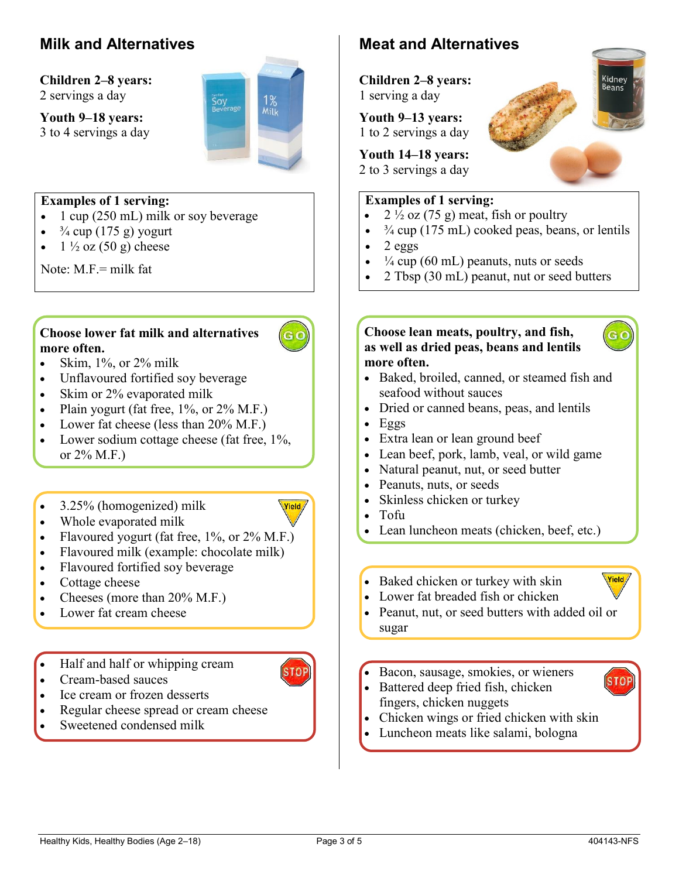## Milk and Alternatives

**Children 2–8 years:**
2 servings a day

**Youth 9–18 years:**
3 to 4 servings a day

**Examples of 1 serving:**

- 1 cup (250 mL) milk or soy beverage
- ¾ cup (175 g) yogurt
- 1 ½ oz (50 g) cheese

Note: M.F.= milk fat

**Choose lower fat milk and alternatives more often.** (GO)

- Skim, 1%, or 2% milk
- Unflavoured fortified soy beverage
- Skim or 2% evaporated milk
- Plain yogurt (fat free, 1%, or 2% M.F.)
- Lower fat cheese (less than 20% M.F.)
- Lower sodium cottage cheese (fat free, 1%, or 2% M.F.)

(Yield)

- 3.25% (homogenized) milk
- Whole evaporated milk
- Flavoured yogurt (fat free, 1%, or 2% M.F.)
- Flavoured milk (example: chocolate milk)
- Flavoured fortified soy beverage
- Cottage cheese
- Cheeses (more than 20% M.F.)
- Lower fat cream cheese

(STOP)

- Half and half or whipping cream
- Cream-based sauces
- Ice cream or frozen desserts
- Regular cheese spread or cream cheese
- Sweetened condensed milk

## Meat and Alternatives

**Children 2–8 years:**
1 serving a day

**Youth 9–13 years:**
1 to 2 servings a day

**Youth 14–18 years:**
2 to 3 servings a day

**Examples of 1 serving:**

- 2 ½ oz (75 g) meat, fish or poultry
- ¾ cup (175 mL) cooked peas, beans, or lentils
- 2 eggs
- ¼ cup (60 mL) peanuts, nuts or seeds
- 2 Tbsp (30 mL) peanut, nut or seed butters

**Choose lean meats, poultry, and fish, as well as dried peas, beans and lentils more often.** (GO)

- Baked, broiled, canned, or steamed fish and seafood without sauces
- Dried or canned beans, peas, and lentils
- Eggs
- Extra lean or lean ground beef
- Lean beef, pork, lamb, veal, or wild game
- Natural peanut, nut, or seed butter
- Peanuts, nuts, or seeds
- Skinless chicken or turkey
- Tofu
- Lean luncheon meats (chicken, beef, etc.)

(Yield)

- Baked chicken or turkey with skin
- Lower fat breaded fish or chicken
- Peanut, nut, or seed butters with added oil or sugar

(STOP)

- Bacon, sausage, smokies, or wieners
- Battered deep fried fish, chicken fingers, chicken nuggets
- Chicken wings or fried chicken with skin
- Luncheon meats like salami, bologna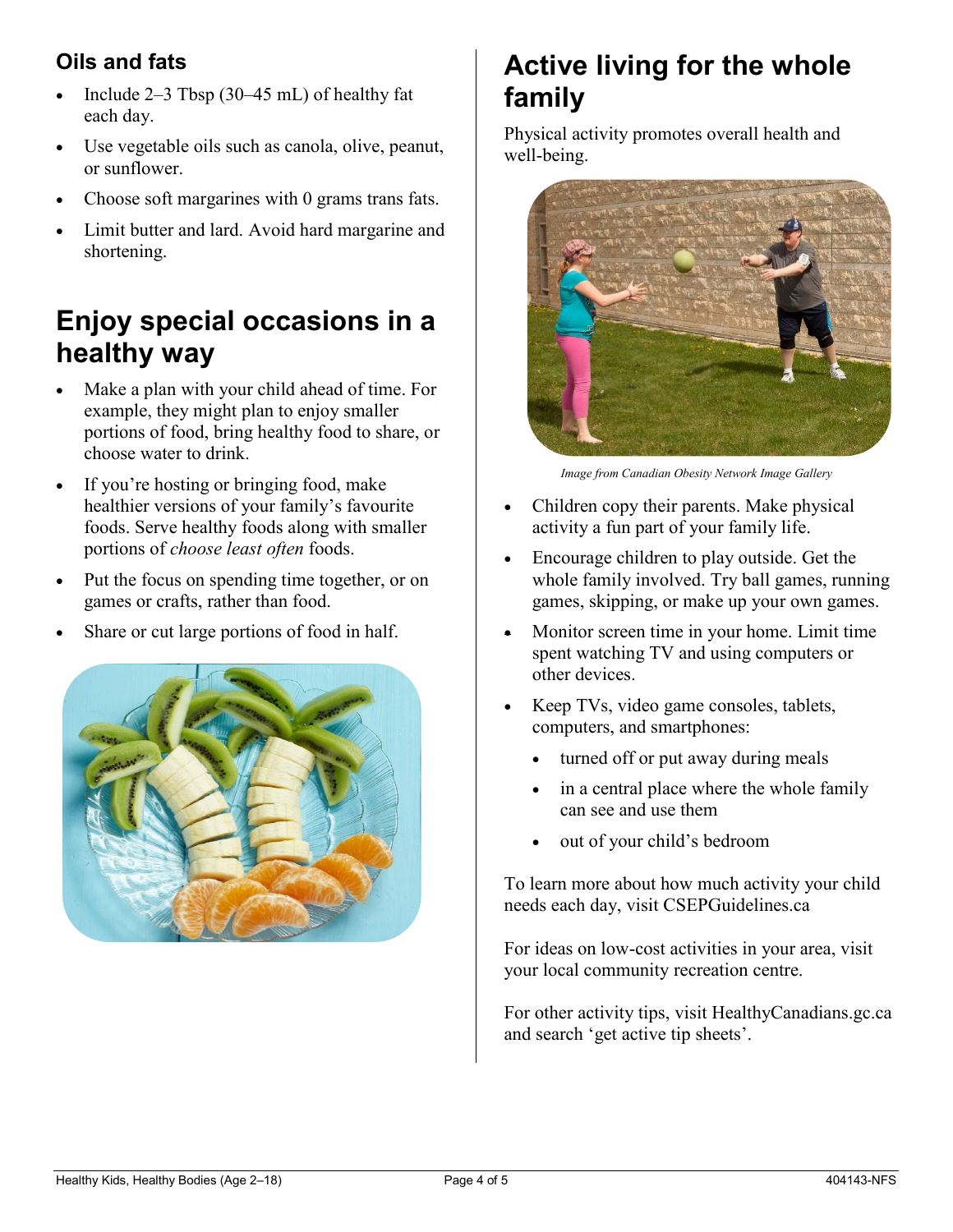### Oils and fats

- Include 2–3 Tbsp (30–45 mL) of healthy fat each day.
- Use vegetable oils such as canola, olive, peanut, or sunflower.
- Choose soft margarines with 0 grams trans fats.
- Limit butter and lard. Avoid hard margarine and shortening.

## Enjoy special occasions in a healthy way

- Make a plan with your child ahead of time. For example, they might plan to enjoy smaller portions of food, bring healthy food to share, or choose water to drink.
- If you're hosting or bringing food, make healthier versions of your family's favourite foods. Serve healthy foods along with smaller portions of *choose least often* foods.
- Put the focus on spending time together, or on games or crafts, rather than food.
- Share or cut large portions of food in half.

## Active living for the whole family

Physical activity promotes overall health and well-being.

*Image from Canadian Obesity Network Image Gallery*

- Children copy their parents. Make physical activity a fun part of your family life.
- Encourage children to play outside. Get the whole family involved. Try ball games, running games, skipping, or make up your own games.
- Monitor screen time in your home. Limit time spent watching TV and using computers or other devices.
- Keep TVs, video game consoles, tablets, computers, and smartphones:
  - turned off or put away during meals
  - in a central place where the whole family can see and use them
  - out of your child's bedroom

To learn more about how much activity your child needs each day, visit CSEPGuidelines.ca

For ideas on low-cost activities in your area, visit your local community recreation centre.

For other activity tips, visit HealthyCanadians.gc.ca and search 'get active tip sheets'.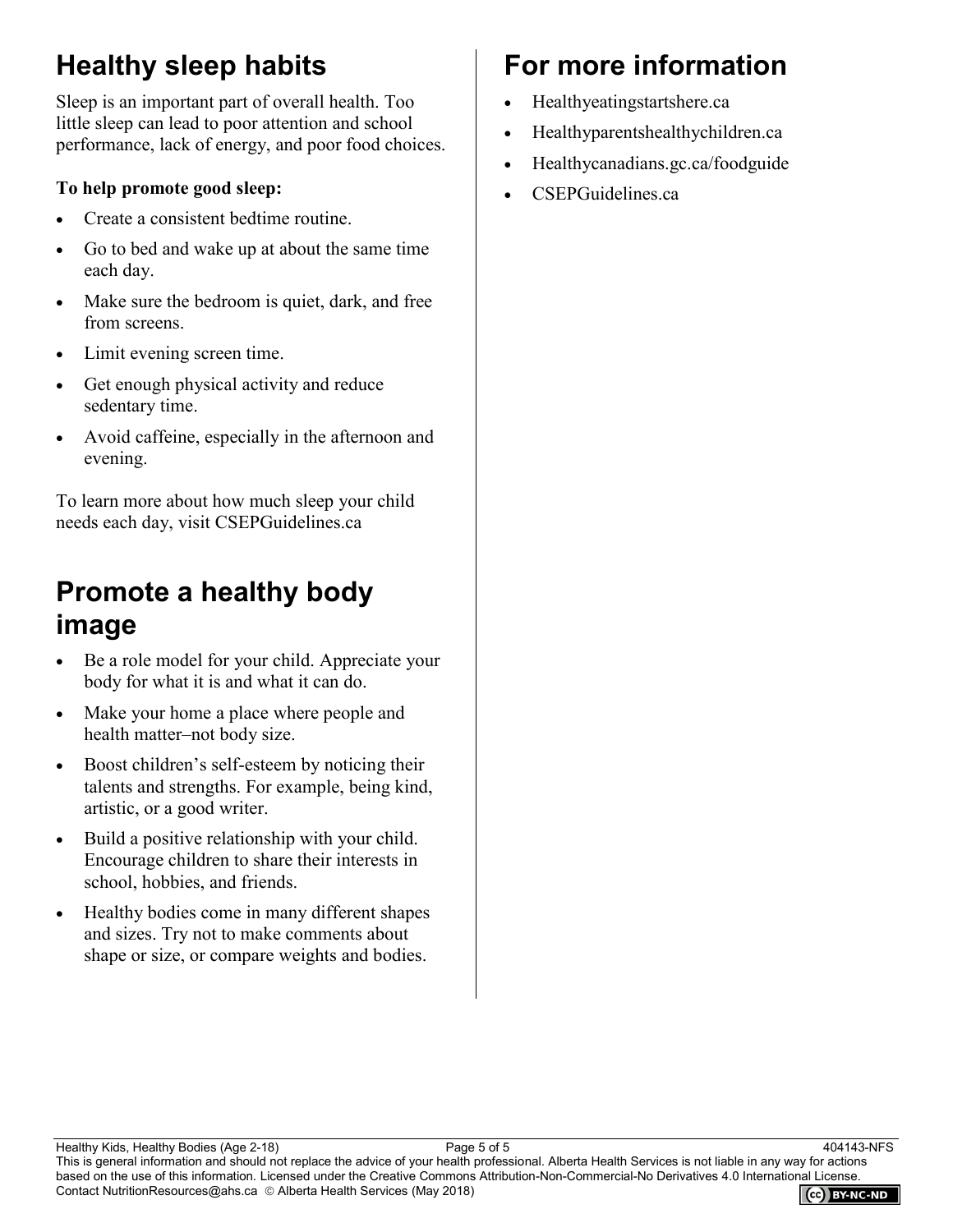## Healthy sleep habits

Sleep is an important part of overall health. Too little sleep can lead to poor attention and school performance, lack of energy, and poor food choices.

**To help promote good sleep:**

- Create a consistent bedtime routine.
- Go to bed and wake up at about the same time each day.
- Make sure the bedroom is quiet, dark, and free from screens.
- Limit evening screen time.
- Get enough physical activity and reduce sedentary time.
- Avoid caffeine, especially in the afternoon and evening.

To learn more about how much sleep your child needs each day, visit CSEPGuidelines.ca

## Promote a healthy body image

- Be a role model for your child. Appreciate your body for what it is and what it can do.
- Make your home a place where people and health matter–not body size.
- Boost children's self-esteem by noticing their talents and strengths. For example, being kind, artistic, or a good writer.
- Build a positive relationship with your child. Encourage children to share their interests in school, hobbies, and friends.
- Healthy bodies come in many different shapes and sizes. Try not to make comments about shape or size, or compare weights and bodies.

## For more information

- Healthyeatingstartshere.ca
- Healthyparentshealthychildren.ca
- Healthycanadians.gc.ca/foodguide
- CSEPGuidelines.ca

This is general information and should not replace the advice of your health professional. Alberta Health Services is not liable in any way for actions based on the use of this information. Licensed under the Creative Commons Attribution-Non-Commercial-No Derivatives 4.0 International License. Contact NutritionResources@ahs.ca © Alberta Health Services (May 2018)